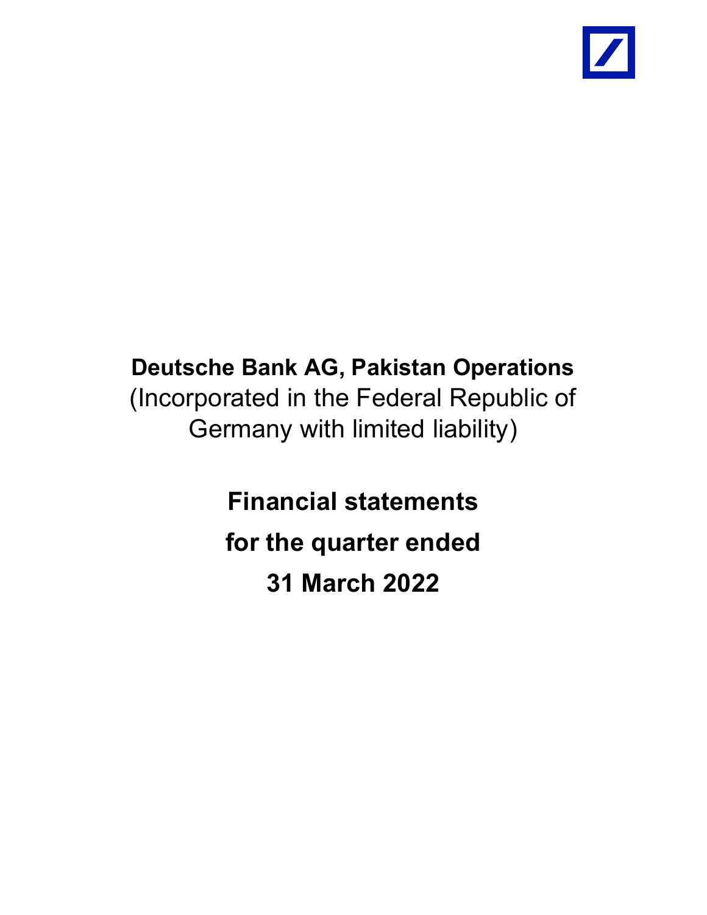# Deutsche Bank AG, Pakistan Operations

(Incorporated in the Federal Republic of Germany with limited liability)

## Financial statements

## for the quarter ended

## 31 March 2022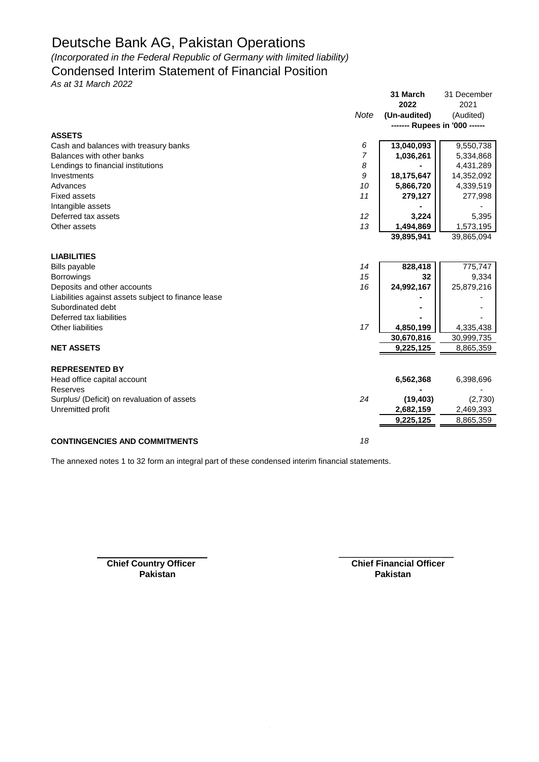# Deutsche Bank AG, Pakistan Operations

*(Incorporated in the Federal Republic of Germany with limited liability)*

## Condensed Interim Statement of Financial Position

*As at 31 March 2022*

| | Note | 31 March 2022 (Un-audited) | 31 December 2021 (Audited) |
|---|---|---|---|
| | | ------- Rupees in '000 ------ | |
| **ASSETS** | | | |
| Cash and balances with treasury banks | 6 | **13,040,093** | 9,550,738 |
| Balances with other banks | 7 | **1,036,261** | 5,334,868 |
| Lendings to financial institutions | 8 | **-** | 4,431,289 |
| Investments | 9 | **18,175,647** | 14,352,092 |
| Advances | 10 | **5,866,720** | 4,339,519 |
| Fixed assets | 11 | **279,127** | 277,998 |
| Intangible assets | | **-** | - |
| Deferred tax assets | 12 | **3,224** | 5,395 |
| Other assets | 13 | **1,494,869** | 1,573,195 |
| | | **39,895,941** | 39,865,094 |
| **LIABILITIES** | | | |
| Bills payable | 14 | **828,418** | 775,747 |
| Borrowings | 15 | **32** | 9,334 |
| Deposits and other accounts | 16 | **24,992,167** | 25,879,216 |
| Liabilities against assets subject to finance lease | | **-** | - |
| Subordinated debt | | **-** | - |
| Deferred tax liabilities | | **-** | - |
| Other liabilities | 17 | **4,850,199** | 4,335,438 |
| | | **30,670,816** | 30,999,735 |
| **NET ASSETS** | | **9,225,125** | 8,865,359 |
| **REPRESENTED BY** | | | |
| Head office capital account | | **6,562,368** | 6,398,696 |
| Reserves | | **-** | - |
| Surplus/ (Deficit) on revaluation of assets | 24 | **(19,403)** | (2,730) |
| Unremitted profit | | **2,682,159** | 2,469,393 |
| | | **9,225,125** | 8,865,359 |
| **CONTINGENCIES AND COMMITMENTS** | 18 | | |

The annexed notes 1 to 32 form an integral part of these condensed interim financial statements.

| | |
|---|---|
| **Chief Country Officer Pakistan** | **Chief Financial Officer Pakistan** |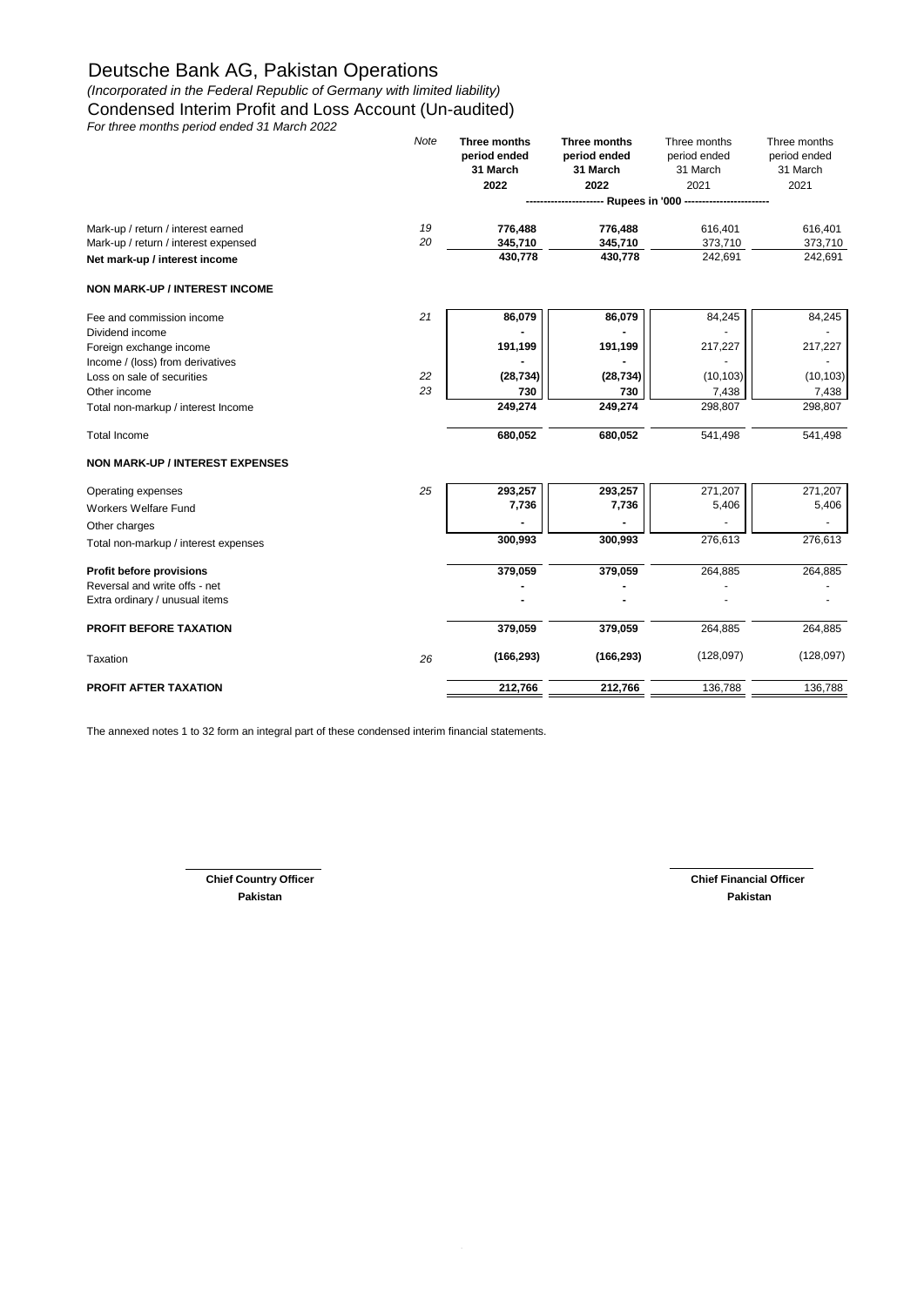# Deutsche Bank AG, Pakistan Operations

*(Incorporated in the Federal Republic of Germany with limited liability)*

## Condensed Interim Profit and Loss Account (Un-audited)

*For three months period ended 31 March 2022*

| | Note | Three months period ended 31 March 2022 | Three months period ended 31 March 2022 | Three months period ended 31 March 2021 | Three months period ended 31 March 2021 |
|---|---|---|---|---|---|
| | | Rupees in '000 | | | |
| Mark-up / return / interest earned | 19 | 776,488 | 776,488 | 616,401 | 616,401 |
| Mark-up / return / interest expensed | 20 | 345,710 | 345,710 | 373,710 | 373,710 |
| **Net mark-up / interest income** | | 430,778 | 430,778 | 242,691 | 242,691 |
| **NON MARK-UP / INTEREST INCOME** | | | | | |
| Fee and commission income | 21 | 86,079 | 86,079 | 84,245 | 84,245 |
| Dividend income | | - | - | - | - |
| Foreign exchange income | | 191,199 | 191,199 | 217,227 | 217,227 |
| Income / (loss) from derivatives | | - | - | - | - |
| Loss on sale of securities | 22 | (28,734) | (28,734) | (10,103) | (10,103) |
| Other income | 23 | 730 | 730 | 7,438 | 7,438 |
| Total non-markup / interest Income | | 249,274 | 249,274 | 298,807 | 298,807 |
| Total Income | | 680,052 | 680,052 | 541,498 | 541,498 |
| **NON MARK-UP / INTEREST EXPENSES** | | | | | |
| Operating expenses | 25 | 293,257 | 293,257 | 271,207 | 271,207 |
| Workers Welfare Fund | | 7,736 | 7,736 | 5,406 | 5,406 |
| Other charges | | - | - | - | - |
| Total non-markup / interest expenses | | 300,993 | 300,993 | 276,613 | 276,613 |
| **Profit before provisions** | | 379,059 | 379,059 | 264,885 | 264,885 |
| Reversal and write offs - net | | - | - | - | - |
| Extra ordinary / unusual items | | - | - | - | - |
| **PROFIT BEFORE TAXATION** | | 379,059 | 379,059 | 264,885 | 264,885 |
| Taxation | 26 | (166,293) | (166,293) | (128,097) | (128,097) |
| **PROFIT AFTER TAXATION** | | 212,766 | 212,766 | 136,788 | 136,788 |

The annexed notes 1 to 32 form an integral part of these condensed interim financial statements.

**Chief Country Officer**
**Pakistan**

**Chief Financial Officer**
**Pakistan**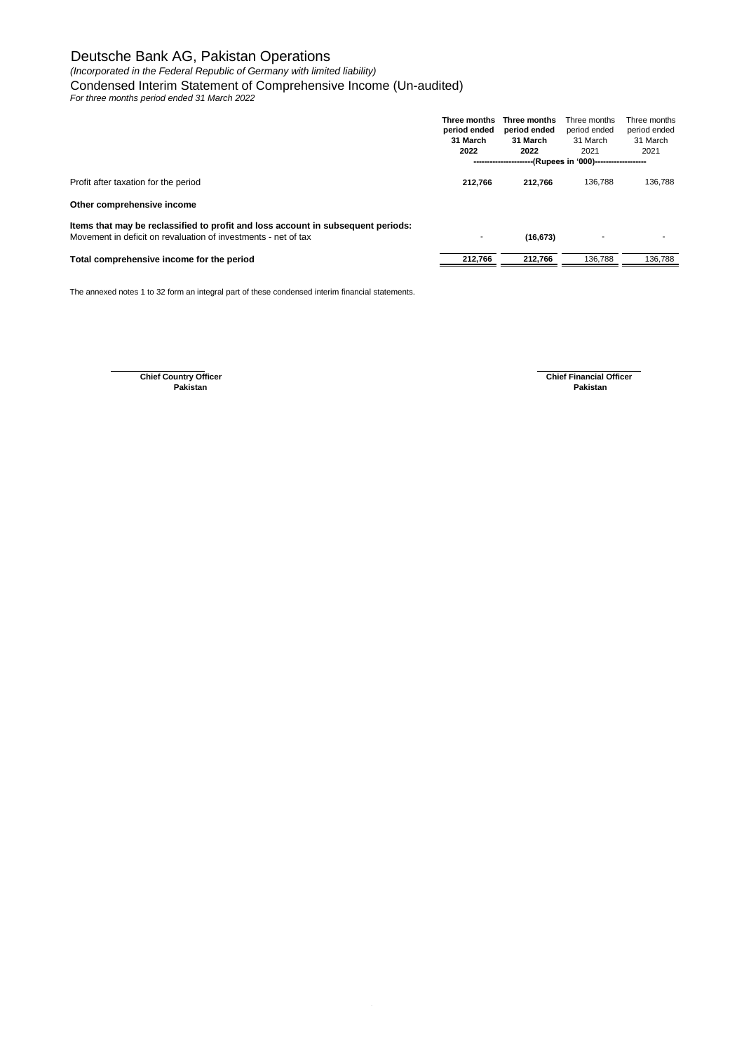# Deutsche Bank AG, Pakistan Operations

*(Incorporated in the Federal Republic of Germany with limited liability)*

## Condensed Interim Statement of Comprehensive Income (Un-audited)

*For three months period ended 31 March 2022*

| | **Three months period ended 31 March 2022** | **Three months period ended 31 March 2022** | Three months period ended 31 March 2021 | Three months period ended 31 March 2021 |
|---|---|---|---|---|
| | **(Rupees in '000)** | | | |
| Profit after taxation for the period | **212,766** | **212,766** | 136,788 | 136,788 |
| **Other comprehensive income** | | | | |
| **Items that may be reclassified to profit and loss account in subsequent periods:** | | | | |
| Movement in deficit on revaluation of investments - net of tax | - | **(16,673)** | - | - |
| **Total comprehensive income for the period** | **212,766** | **212,766** | 136,788 | 136,788 |

The annexed notes 1 to 32 form an integral part of these condensed interim financial statements.

**Chief Country Officer**
**Pakistan**

**Chief Financial Officer**
**Pakistan**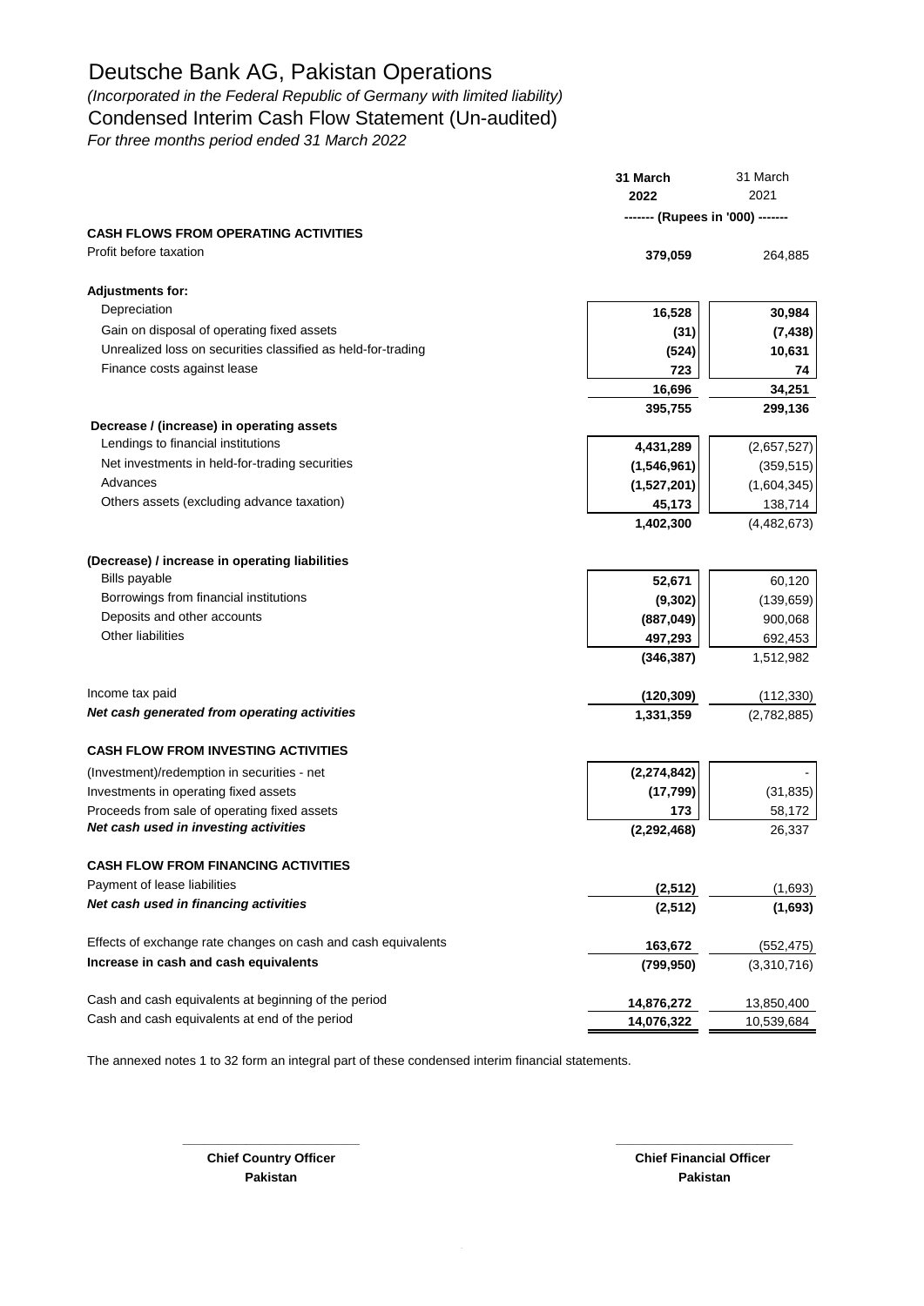# Deutsche Bank AG, Pakistan Operations

*(Incorporated in the Federal Republic of Germany with limited liability)*

## Condensed Interim Cash Flow Statement (Un-audited)

*For three months period ended 31 March 2022*

| | 31 March 2022 | 31 March 2021 |
|---|---|---|
| | ------- (Rupees in '000) ------- | |
| **CASH FLOWS FROM OPERATING ACTIVITIES** | | |
| Profit before taxation | 379,059 | 264,885 |
| **Adjustments for:** | | |
| Depreciation | 16,528 | 30,984 |
| Gain on disposal of operating fixed assets | (31) | (7,438) |
| Unrealized loss on securities classified as held-for-trading | (524) | 10,631 |
| Finance costs against lease | 723 | 74 |
| | 16,696 | 34,251 |
| | 395,755 | 299,136 |
| **Decrease / (increase) in operating assets** | | |
| Lendings to financial institutions | 4,431,289 | (2,657,527) |
| Net investments in held-for-trading securities | (1,546,961) | (359,515) |
| Advances | (1,527,201) | (1,604,345) |
| Others assets (excluding advance taxation) | 45,173 | 138,714 |
| | 1,402,300 | (4,482,673) |
| **(Decrease) / increase in operating liabilities** | | |
| Bills payable | 52,671 | 60,120 |
| Borrowings from financial institutions | (9,302) | (139,659) |
| Deposits and other accounts | (887,049) | 900,068 |
| Other liabilities | 497,293 | 692,453 |
| | (346,387) | 1,512,982 |
| Income tax paid | (120,309) | (112,330) |
| ***Net cash generated from operating activities*** | 1,331,359 | (2,782,885) |
| **CASH FLOW FROM INVESTING ACTIVITIES** | | |
| (Investment)/redemption in securities - net | (2,274,842) | - |
| Investments in operating fixed assets | (17,799) | (31,835) |
| Proceeds from sale of operating fixed assets | 173 | 58,172 |
| ***Net cash used in investing activities*** | (2,292,468) | 26,337 |
| **CASH FLOW FROM FINANCING ACTIVITIES** | | |
| Payment of lease liabilities | (2,512) | (1,693) |
| ***Net cash used in financing activities*** | (2,512) | (1,693) |
| Effects of exchange rate changes on cash and cash equivalents | 163,672 | (552,475) |
| **Increase in cash and cash equivalents** | (799,950) | (3,310,716) |
| Cash and cash equivalents at beginning of the period | 14,876,272 | 13,850,400 |
| Cash and cash equivalents at end of the period | 14,076,322 | 10,539,684 |

The annexed notes 1 to 32 form an integral part of these condensed interim financial statements.

| **Chief Country Officer Pakistan** | **Chief Financial Officer Pakistan** |
|---|---|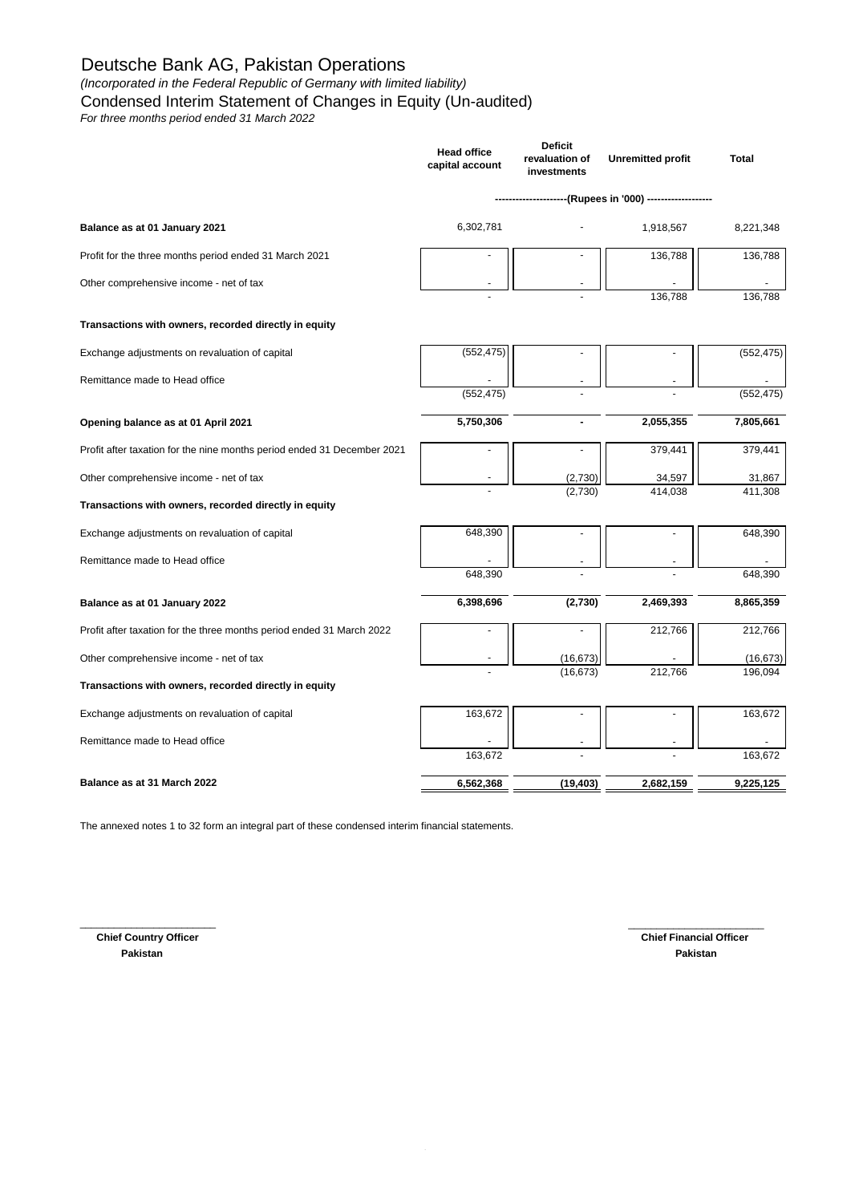# Deutsche Bank AG, Pakistan Operations

*(Incorporated in the Federal Republic of Germany with limited liability)*

## Condensed Interim Statement of Changes in Equity (Un-audited)

*For three months period ended 31 March 2022*

| | Head office capital account | Deficit revaluation of investments | Unremitted profit | Total |
|---|---|---|---|---|
| | ----------------------(Rupees in '000) ------------------- | | | |
| **Balance as at 01 January 2021** | 6,302,781 | - | 1,918,567 | 8,221,348 |
| Profit for the three months period ended 31 March 2021 | - | - | 136,788 | 136,788 |
| Other comprehensive income - net of tax | - | - | - | - |
| | - | - | 136,788 | 136,788 |
| **Transactions with owners, recorded directly in equity** | | | | |
| Exchange adjustments on revaluation of capital | (552,475) | - | - | (552,475) |
| Remittance made to Head office | - | - | - | - |
| | (552,475) | - | - | (552,475) |
| **Opening balance as at 01 April 2021** | **5,750,306** | **-** | **2,055,355** | **7,805,661** |
| Profit after taxation for the nine months period ended 31 December 2021 | - | - | 379,441 | 379,441 |
| Other comprehensive income - net of tax | - | (2,730) | 34,597 | 31,867 |
| | - | (2,730) | 414,038 | 411,308 |
| **Transactions with owners, recorded directly in equity** | | | | |
| Exchange adjustments on revaluation of capital | 648,390 | - | - | 648,390 |
| Remittance made to Head office | - | - | - | - |
| | 648,390 | - | - | 648,390 |
| **Balance as at 01 January 2022** | **6,398,696** | **(2,730)** | **2,469,393** | **8,865,359** |
| Profit after taxation for the three months period ended 31 March 2022 | - | - | 212,766 | 212,766 |
| Other comprehensive income - net of tax | - | (16,673) | - | (16,673) |
| | - | (16,673) | 212,766 | 196,094 |
| **Transactions with owners, recorded directly in equity** | | | | |
| Exchange adjustments on revaluation of capital | 163,672 | - | - | 163,672 |
| Remittance made to Head office | - | - | - | - |
| | 163,672 | - | - | 163,672 |
| **Balance as at 31 March 2022** | **6,562,368** | **(19,403)** | **2,682,159** | **9,225,125** |

The annexed notes 1 to 32 form an integral part of these condensed interim financial statements.

| | |
|---|---|
| **Chief Country Officer** | **Chief Financial Officer** |
| **Pakistan** | **Pakistan** |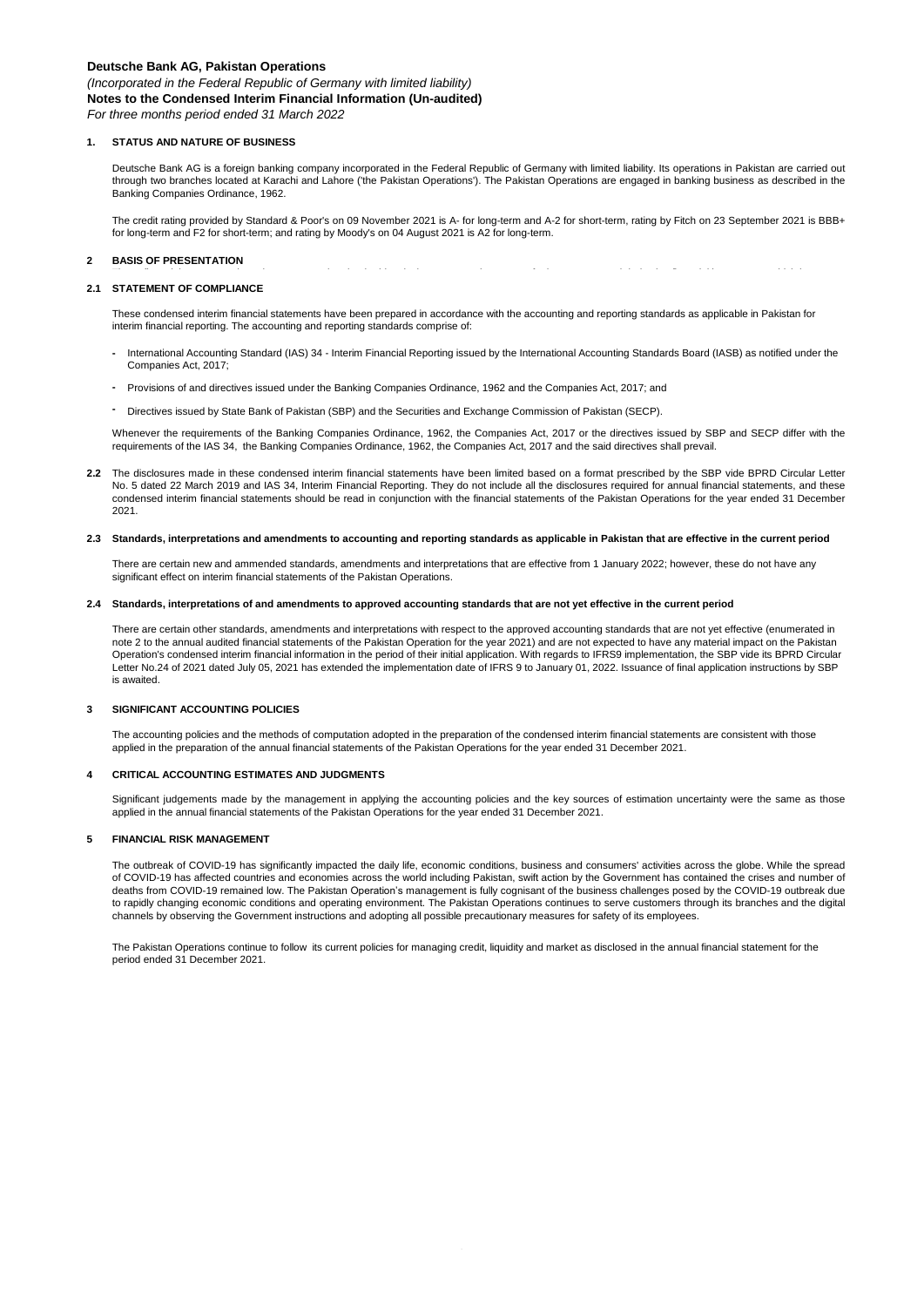**Deutsche Bank AG, Pakistan Operations**

*(Incorporated in the Federal Republic of Germany with limited liability)*

**Notes to the Condensed Interim Financial Information (Un-audited)**

*For three months period ended 31 March 2022*

## 1. STATUS AND NATURE OF BUSINESS

Deutsche Bank AG is a foreign banking company incorporated in the Federal Republic of Germany with limited liability. Its operations in Pakistan are carried out through two branches located at Karachi and Lahore ('the Pakistan Operations'). The Pakistan Operations are engaged in banking business as described in the Banking Companies Ordinance, 1962.

The credit rating provided by Standard & Poor's on 09 November 2021 is A- for long-term and A-2 for short-term, rating by Fitch on 23 September 2021 is BBB+ for long-term and F2 for short-term; and rating by Moody's on 04 August 2021 is A2 for long-term.

## 2 BASIS OF PRESENTATION

### 2.1 STATEMENT OF COMPLIANCE

These condensed interim financial statements have been prepared in accordance with the accounting and reporting standards as applicable in Pakistan for interim financial reporting. The accounting and reporting standards comprise of:

- International Accounting Standard (IAS) 34 - Interim Financial Reporting issued by the International Accounting Standards Board (IASB) as notified under the Companies Act, 2017;
- Provisions of and directives issued under the Banking Companies Ordinance, 1962 and the Companies Act, 2017; and
- Directives issued by State Bank of Pakistan (SBP) and the Securities and Exchange Commission of Pakistan (SECP).

Whenever the requirements of the Banking Companies Ordinance, 1962, the Companies Act, 2017 or the directives issued by SBP and SECP differ with the requirements of the IAS 34, the Banking Companies Ordinance, 1962, the Companies Act, 2017 and the said directives shall prevail.

**2.2** The disclosures made in these condensed interim financial statements have been limited based on a format prescribed by the SBP vide BPRD Circular Letter No. 5 dated 22 March 2019 and IAS 34, Interim Financial Reporting. They do not include all the disclosures required for annual financial statements, and these condensed interim financial statements should be read in conjunction with the financial statements of the Pakistan Operations for the year ended 31 December 2021.

### 2.3 Standards, interpretations and amendments to accounting and reporting standards as applicable in Pakistan that are effective in the current period

There are certain new and ammended standards, amendments and interpretations that are effective from 1 January 2022; however, these do not have any significant effect on interim financial statements of the Pakistan Operations.

### 2.4 Standards, interpretations of and amendments to approved accounting standards that are not yet effective in the current period

There are certain other standards, amendments and interpretations with respect to the approved accounting standards that are not yet effective (enumerated in note 2 to the annual audited financial statements of the Pakistan Operation for the year 2021) and are not expected to have any material impact on the Pakistan Operation's condensed interim financial information in the period of their initial application. With regards to IFRS9 implementation, the SBP vide its BPRD Circular Letter No.24 of 2021 dated July 05, 2021 has extended the implementation date of IFRS 9 to January 01, 2022. Issuance of final application instructions by SBP is awaited.

## 3 SIGNIFICANT ACCOUNTING POLICIES

The accounting policies and the methods of computation adopted in the preparation of the condensed interim financial statements are consistent with those applied in the preparation of the annual financial statements of the Pakistan Operations for the year ended 31 December 2021.

## 4 CRITICAL ACCOUNTING ESTIMATES AND JUDGMENTS

Significant judgements made by the management in applying the accounting policies and the key sources of estimation uncertainty were the same as those applied in the annual financial statements of the Pakistan Operations for the year ended 31 December 2021.

## 5 FINANCIAL RISK MANAGEMENT

The outbreak of COVID-19 has significantly impacted the daily life, economic conditions, business and consumers' activities across the globe. While the spread of COVID-19 has affected countries and economies across the world including Pakistan, swift action by the Government has contained the crises and number of deaths from COVID-19 remained low. The Pakistan Operation's management is fully cognisant of the business challenges posed by the COVID-19 outbreak due to rapidly changing economic conditions and operating environment. The Pakistan Operations continues to serve customers through its branches and the digital channels by observing the Government instructions and adopting all possible precautionary measures for safety of its employees.

The Pakistan Operations continue to follow its current policies for managing credit, liquidity and market as disclosed in the annual financial statement for the period ended 31 December 2021.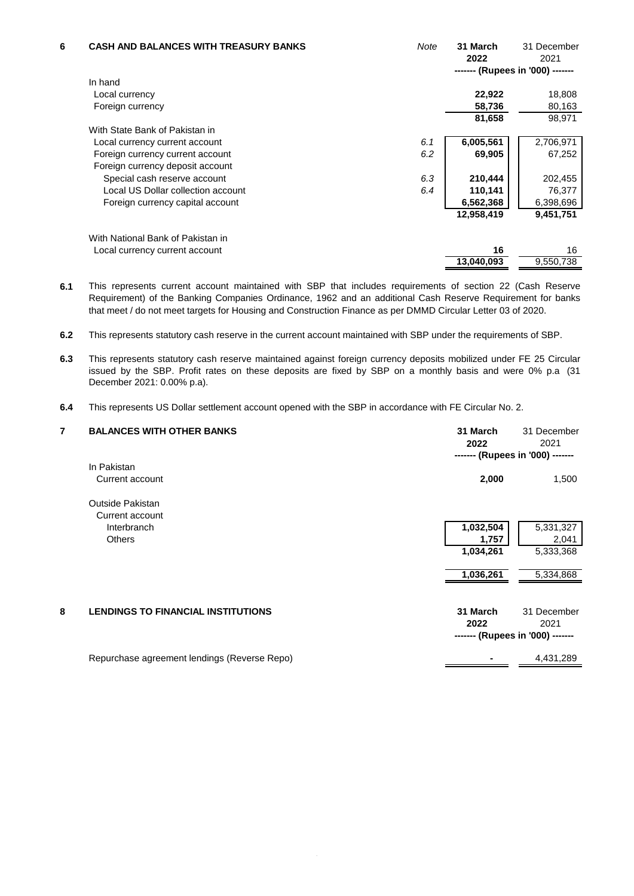## 6 CASH AND BALANCES WITH TREASURY BANKS

| | Note | 31 March 2022 | 31 December 2021 |
|---|---|---|---|
| | | ------- (Rupees in '000) ------- | |
| In hand | | | |
| Local currency | | 22,922 | 18,808 |
| Foreign currency | | 58,736 | 80,163 |
| | | 81,658 | 98,971 |
| With State Bank of Pakistan in | | | |
| Local currency current account | 6.1 | 6,005,561 | 2,706,971 |
| Foreign currency current account | 6.2 | 69,905 | 67,252 |
| Foreign currency deposit account | | | |
| Special cash reserve account | 6.3 | 210,444 | 202,455 |
| Local US Dollar collection account | 6.4 | 110,141 | 76,377 |
| Foreign currency capital account | | 6,562,368 | 6,398,696 |
| | | 12,958,419 | 9,451,751 |
| With National Bank of Pakistan in | | | |
| Local currency current account | | 16 | 16 |
| | | 13,040,093 | 9,550,738 |

**6.1** This represents current account maintained with SBP that includes requirements of section 22 (Cash Reserve Requirement) of the Banking Companies Ordinance, 1962 and an additional Cash Reserve Requirement for banks that meet / do not meet targets for Housing and Construction Finance as per DMMD Circular Letter 03 of 2020.

**6.2** This represents statutory cash reserve in the current account maintained with SBP under the requirements of SBP.

**6.3** This represents statutory cash reserve maintained against foreign currency deposits mobilized under FE 25 Circular issued by the SBP. Profit rates on these deposits are fixed by SBP on a monthly basis and were 0% p.a (31 December 2021: 0.00% p.a).

**6.4** This represents US Dollar settlement account opened with the SBP in accordance with FE Circular No. 2.

## 7 BALANCES WITH OTHER BANKS

| | 31 March 2022 | 31 December 2021 |
|---|---|---|
| | ------- (Rupees in '000) ------- | |
| In Pakistan | | |
| Current account | 2,000 | 1,500 |
| Outside Pakistan | | |
| Current account | | |
| Interbranch | 1,032,504 | 5,331,327 |
| Others | 1,757 | 2,041 |
| | 1,034,261 | 5,333,368 |
| | 1,036,261 | 5,334,868 |

## 8 LENDINGS TO FINANCIAL INSTITUTIONS

| | 31 March 2022 | 31 December 2021 |
|---|---|---|
| | ------- (Rupees in '000) ------- | |
| Repurchase agreement lendings (Reverse Repo) | - | 4,431,289 |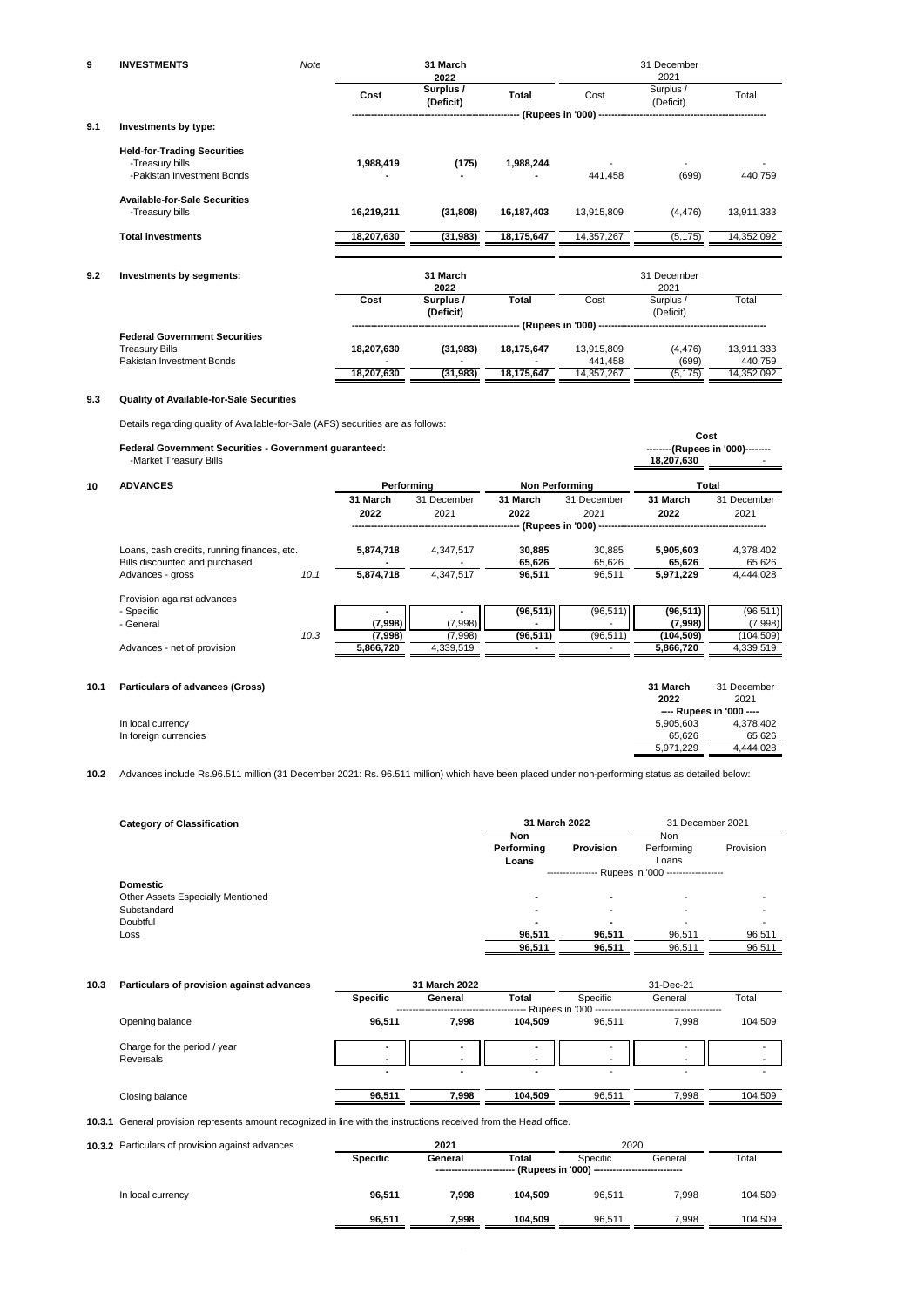## 9 INVESTMENTS

### 9.1 Investments by type:

| | Note | 31 March 2022 Cost | 31 March 2022 Surplus / (Deficit) | 31 March 2022 Total | 31 December 2021 Cost | 31 December 2021 Surplus / (Deficit) | 31 December 2021 Total |
|---|---|---|---|---|---|---|---|
| | | (Rupees in '000) | | | | | |
| **Held-for-Trading Securities** | | | | | | | |
| -Treasury bills | | **1,988,419** | **(175)** | **1,988,244** | - | - | - |
| -Pakistan Investment Bonds | | **-** | **-** | **-** | 441,458 | (699) | 440,759 |
| **Available-for-Sale Securities** | | | | | | | |
| -Treasury bills | | **16,219,211** | **(31,808)** | **16,187,403** | 13,915,809 | (4,476) | 13,911,333 |
| **Total investments** | | **18,207,630** | **(31,983)** | **18,175,647** | 14,357,267 | (5,175) | 14,352,092 |

### 9.2 Investments by segments:

| | 31 March 2022 Cost | 31 March 2022 Surplus / (Deficit) | 31 March 2022 Total | 31 December 2021 Cost | 31 December 2021 Surplus / (Deficit) | 31 December 2021 Total |
|---|---|---|---|---|---|---|
| | (Rupees in '000) | | | | | |
| **Federal Government Securities** | | | | | | |
| Treasury Bills | **18,207,630** | **(31,983)** | **18,175,647** | 13,915,809 | (4,476) | 13,911,333 |
| Pakistan Investment Bonds | **-** | **-** | **-** | 441,458 | (699) | 440,759 |
| | **18,207,630** | **(31,983)** | **18,175,647** | 14,357,267 | (5,175) | 14,352,092 |

### 9.3 Quality of Available-for-Sale Securities

Details regarding quality of Available-for-Sale (AFS) securities are as follows:

| | Cost | |
|---|---|---|
| **Federal Government Securities - Government guaranteed:** | --------(Rupees in '000)-------- | |
| -Market Treasury Bills | **18,207,630** | - |

## 10 ADVANCES

| | Note | Performing 31 March 2022 | Performing 31 December 2021 | Non Performing 31 March 2022 | Non Performing 31 December 2021 | Total 31 March 2022 | Total 31 December 2021 |
|---|---|---|---|---|---|---|---|
| | | (Rupees in '000) | | | | | |
| Loans, cash credits, running finances, etc. | | **5,874,718** | 4,347,517 | **30,885** | 30,885 | **5,905,603** | 4,378,402 |
| Bills discounted and purchased | | **-** | - | **65,626** | 65,626 | **65,626** | 65,626 |
| Advances - gross | 10.1 | **5,874,718** | 4,347,517 | **96,511** | 96,511 | **5,971,229** | 4,444,028 |
| Provision against advances | | | | | | | |
| - Specific | | **-** | - | **(96,511)** | (96,511) | **(96,511)** | (96,511) |
| - General | | **(7,998)** | (7,998) | **-** | - | **(7,998)** | (7,998) |
| | 10.3 | **(7,998)** | (7,998) | **(96,511)** | (96,511) | **(104,509)** | (104,509) |
| Advances - net of provision | | **5,866,720** | 4,339,519 | **-** | - | **5,866,720** | 4,339,519 |

### 10.1 Particulars of advances (Gross)

| | 31 March 2022 | 31 December 2021 |
|---|---|---|
| | ---- Rupees in '000 ---- | |
| In local currency | 5,905,603 | 4,378,402 |
| In foreign currencies | 65,626 | 65,626 |
| | 5,971,229 | 4,444,028 |

**10.2** Advances include Rs.96.511 million (31 December 2021: Rs. 96.511 million) which have been placed under non-performing status as detailed below:

| Category of Classification | 31 March 2022 Non Performing Loans | 31 March 2022 Provision | 31 December 2021 Non Performing Loans | 31 December 2021 Provision |
|---|---|---|---|---|
| | ---------------- Rupees in '000 ---------------- | | | |
| **Domestic** | | | | |
| Other Assets Especially Mentioned | **-** | **-** | - | - |
| Substandard | **-** | **-** | - | - |
| Doubtful | **-** | **-** | - | - |
| Loss | **96,511** | **96,511** | 96,511 | 96,511 |
| | **96,511** | **96,511** | 96,511 | 96,511 |

### 10.3 Particulars of provision against advances

| | 31 March 2022 Specific | 31 March 2022 General | 31 March 2022 Total | 31-Dec-21 Specific | 31-Dec-21 General | 31-Dec-21 Total |
|---|---|---|---|---|---|---|
| | Rupees in '000 | | | | | |
| Opening balance | **96,511** | **7,998** | **104,509** | 96,511 | 7,998 | 104,509 |
| Charge for the period / year | **-** | **-** | **-** | - | - | - |
| Reversals | **-** | **-** | **-** | - | - | - |
| | **-** | **-** | **-** | - | - | - |
| Closing balance | **96,511** | **7,998** | **104,509** | 96,511 | 7,998 | 104,509 |

**10.3.1** General provision represents amount recognized in line with the instructions received from the Head office.

**10.3.2** Particulars of provision against advances

| | 2021 Specific | 2021 General | 2021 Total | 2020 Specific | 2020 General | 2020 Total |
|---|---|---|---|---|---|---|
| | (Rupees in '000) | | | | | |
| In local currency | **96,511** | **7,998** | **104,509** | 96,511 | 7,998 | 104,509 |
| | **96,511** | **7,998** | **104,509** | 96,511 | 7,998 | 104,509 |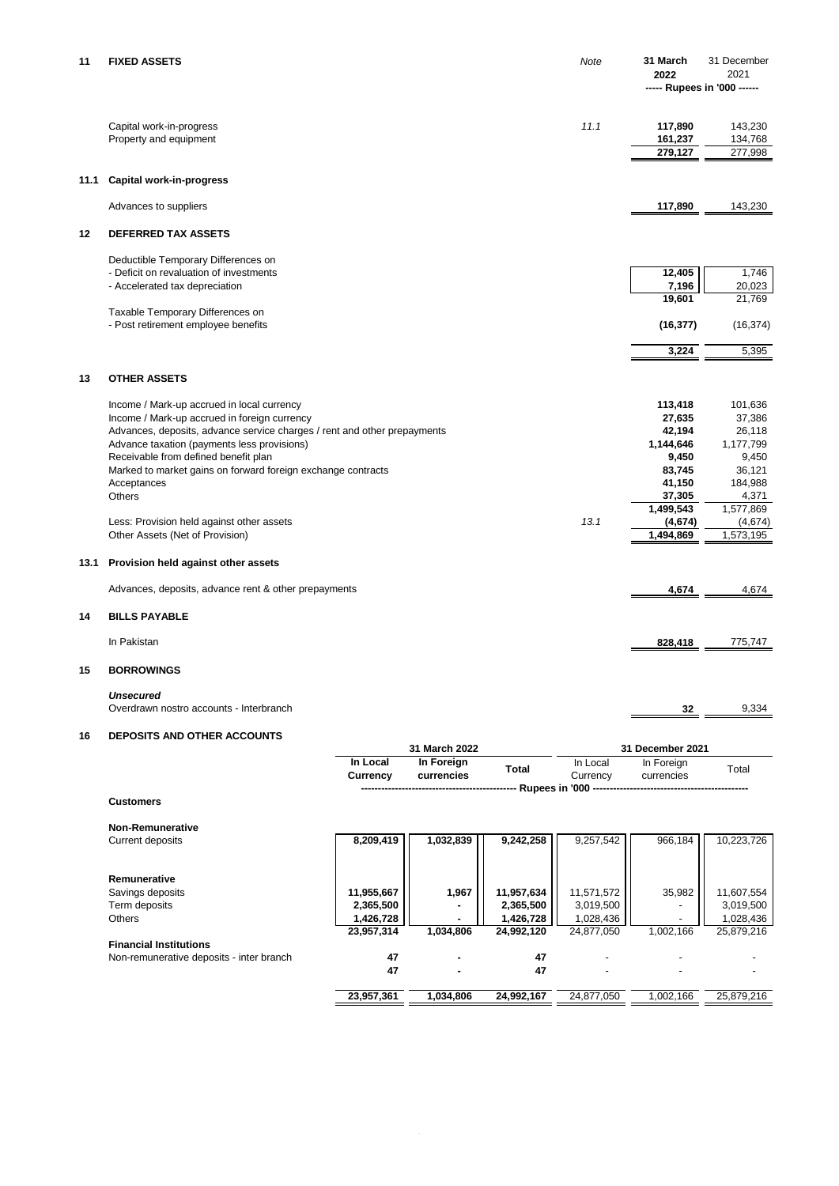## 11 FIXED ASSETS

| | Note | 31 March 2022 | 31 December 2021 |
|---|---|---|---|
| | | ----- Rupees in '000 ------ | |
| Capital work-in-progress | 11.1 | **117,890** | 143,230 |
| Property and equipment | | **161,237** | 134,768 |
| | | **279,127** | 277,998 |

### 11.1 Capital work-in-progress

| | 31 March 2022 | 31 December 2021 |
|---|---|---|
| Advances to suppliers | **117,890** | 143,230 |

## 12 DEFERRED TAX ASSETS

| | 31 March 2022 | 31 December 2021 |
|---|---|---|
| Deductible Temporary Differences on | | |
| - Deficit on revaluation of investments | **12,405** | 1,746 |
| - Accelerated tax depreciation | **7,196** | 20,023 |
| | **19,601** | 21,769 |
| Taxable Temporary Differences on | | |
| - Post retirement employee benefits | **(16,377)** | (16,374) |
| | **3,224** | 5,395 |

## 13 OTHER ASSETS

| | Note | 31 March 2022 | 31 December 2021 |
|---|---|---|---|
| Income / Mark-up accrued in local currency | | **113,418** | 101,636 |
| Income / Mark-up accrued in foreign currency | | **27,635** | 37,386 |
| Advances, deposits, advance service charges / rent and other prepayments | | **42,194** | 26,118 |
| Advance taxation (payments less provisions) | | **1,144,646** | 1,177,799 |
| Receivable from defined benefit plan | | **9,450** | 9,450 |
| Marked to market gains on forward foreign exchange contracts | | **83,745** | 36,121 |
| Acceptances | | **41,150** | 184,988 |
| Others | | **37,305** | 4,371 |
| | | **1,499,543** | 1,577,869 |
| Less: Provision held against other assets | 13.1 | **(4,674)** | (4,674) |
| Other Assets (Net of Provision) | | **1,494,869** | 1,573,195 |

### 13.1 Provision held against other assets

| | 31 March 2022 | 31 December 2021 |
|---|---|---|
| Advances, deposits, advance rent & other prepayments | **4,674** | 4,674 |

## 14 BILLS PAYABLE

| | 31 March 2022 | 31 December 2021 |
|---|---|---|
| In Pakistan | **828,418** | 775,747 |

## 15 BORROWINGS

| | 31 March 2022 | 31 December 2021 |
|---|---|---|
| ***Unsecured*** | | |
| Overdrawn nostro accounts - Interbranch | **32** | 9,334 |

## 16 DEPOSITS AND OTHER ACCOUNTS

| | 31 March 2022 | | | 31 December 2021 | | |
|---|---|---|---|---|---|---|
| | **In Local Currency** | **In Foreign currencies** | **Total** | In Local Currency | In Foreign currencies | Total |
| | ---------- | ---------- | ---------- Rupees in '000 | ---------- | ---------- | ---------- |
| **Customers** | | | | | | |
| **Non-Remunerative** | | | | | | |
| Current deposits | **8,209,419** | **1,032,839** | **9,242,258** | 9,257,542 | 966,184 | 10,223,726 |
| **Remunerative** | | | | | | |
| Savings deposits | **11,955,667** | **1,967** | **11,957,634** | 11,571,572 | 35,982 | 11,607,554 |
| Term deposits | **2,365,500** | **-** | **2,365,500** | 3,019,500 | - | 3,019,500 |
| Others | **1,426,728** | **-** | **1,426,728** | 1,028,436 | - | 1,028,436 |
| | **23,957,314** | **1,034,806** | **24,992,120** | 24,877,050 | 1,002,166 | 25,879,216 |
| **Financial Institutions** | | | | | | |
| Non-remunerative deposits - inter branch | **47** | **-** | **47** | - | - | - |
| | **47** | **-** | **47** | - | - | - |
| | **23,957,361** | **1,034,806** | **24,992,167** | 24,877,050 | 1,002,166 | 25,879,216 |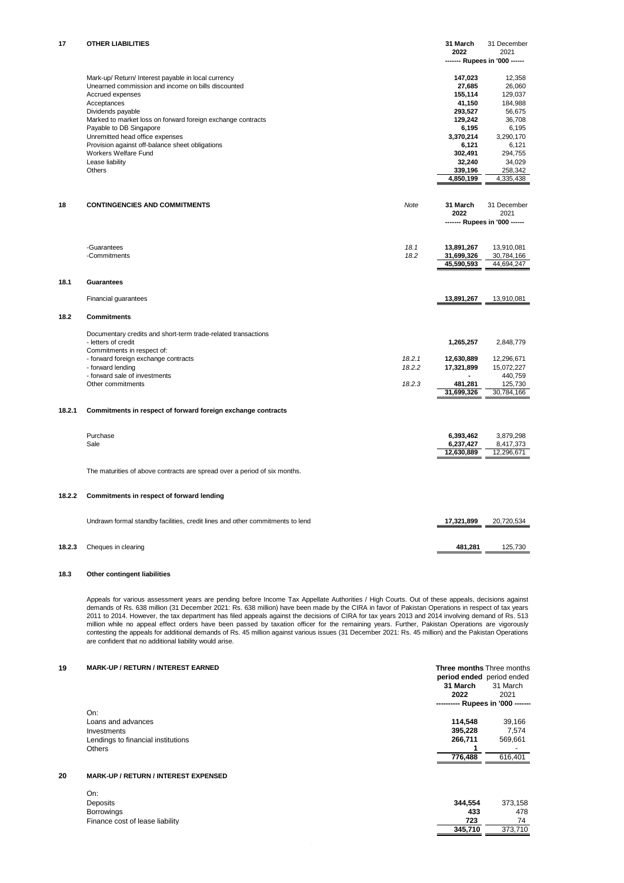## 17 OTHER LIABILITIES

| | 31 March 2022 | 31 December 2021 |
|---|---|---|
| | ------- Rupees in '000 ------ | |
| Mark-up/ Return/ Interest payable in local currency | **147,023** | 12,358 |
| Unearned commission and income on bills discounted | **27,685** | 26,060 |
| Accrued expenses | **155,114** | 129,037 |
| Acceptances | **41,150** | 184,988 |
| Dividends payable | **293,527** | 56,675 |
| Marked to market loss on forward foreign exchange contracts | **129,242** | 36,708 |
| Payable to DB Singapore | **6,195** | 6,195 |
| Unremitted head office expenses | **3,370,214** | 3,290,170 |
| Provision against off-balance sheet obligations | **6,121** | 6,121 |
| Workers Welfare Fund | **302,491** | 294,755 |
| Lease liability | **32,240** | 34,029 |
| Others | **339,196** | 258,342 |
| | **4,850,199** | 4,335,438 |

## 18 CONTINGENCIES AND COMMITMENTS

| | Note | 31 March 2022 | 31 December 2021 |
|---|---|---|---|
| | | ------- Rupees in '000 ------ | |
| -Guarantees | 18.1 | **13,891,267** | 13,910,081 |
| -Commitments | 18.2 | **31,699,326** | 30,784,166 |
| | | **45,590,593** | 44,694,247 |

### 18.1 Guarantees

| | | |
|---|---|---|
| Financial guarantees | **13,891,267** | 13,910,081 |

### 18.2 Commitments

| | Note | 31 March 2022 | 31 December 2021 |
|---|---|---|---|
| Documentary credits and short-term trade-related transactions | | | |
| - letters of credit | | **1,265,257** | 2,848,779 |
| Commitments in respect of: | | | |
| - forward foreign exchange contracts | 18.2.1 | **12,630,889** | 12,296,671 |
| - forward lending | 18.2.2 | **17,321,899** | 15,072,227 |
| - forward sale of investments | | **-** | 440,759 |
| Other commitments | 18.2.3 | **481,281** | 125,730 |
| | | **31,699,326** | 30,784,166 |

### 18.2.1 Commitments in respect of forward foreign exchange contracts

| | 31 March 2022 | 31 December 2021 |
|---|---|---|
| Purchase | **6,393,462** | 3,879,298 |
| Sale | **6,237,427** | 8,417,373 |
| | **12,630,889** | 12,296,671 |

The maturities of above contracts are spread over a period of six months.

### 18.2.2 Commitments in respect of forward lending

| | | |
|---|---|---|
| Undrawn formal standby facilities, credit lines and other commitments to lend | **17,321,899** | 20,720,534 |

### 18.2.3 Cheques in clearing

| | | |
|---|---|---|
| Cheques in clearing | **481,281** | 125,730 |

### 18.3 Other contingent liabilities

Appeals for various assessment years are pending before Income Tax Appellate Authorities / High Courts. Out of these appeals, decisions against demands of Rs. 638 million (31 December 2021: Rs. 638 million) have been made by the CIRA in favor of Pakistan Operations in respect of tax years 2011 to 2014. However, the tax department has filed appeals against the decisions of CIRA for tax years 2013 and 2014 involving demand of Rs. 513 million while no appeal effect orders have been passed by taxation officer for the remaining years. Further, Pakistan Operations are vigorously contesting the appeals for additional demands of Rs. 45 million against various issues (31 December 2021: Rs. 45 million) and the Pakistan Operations are confident that no additional liability would arise.

## 19 MARK-UP / RETURN / INTEREST EARNED

| | Three months period ended 31 March 2022 | Three months period ended 31 March 2021 |
|---|---|---|
| | ---------- Rupees in '000 ------- | |
| On: | | |
| Loans and advances | **114,548** | 39,166 |
| Investments | **395,228** | 7,574 |
| Lendings to financial institutions | **266,711** | 569,661 |
| Others | **1** | - |
| | **776,488** | 616,401 |

## 20 MARK-UP / RETURN / INTEREST EXPENSED

| | Three months period ended 31 March 2022 | Three months period ended 31 March 2021 |
|---|---|---|
| On: | | |
| Deposits | **344,554** | 373,158 |
| Borrowings | **433** | 478 |
| Finance cost of lease liability | **723** | 74 |
| | **345,710** | 373,710 |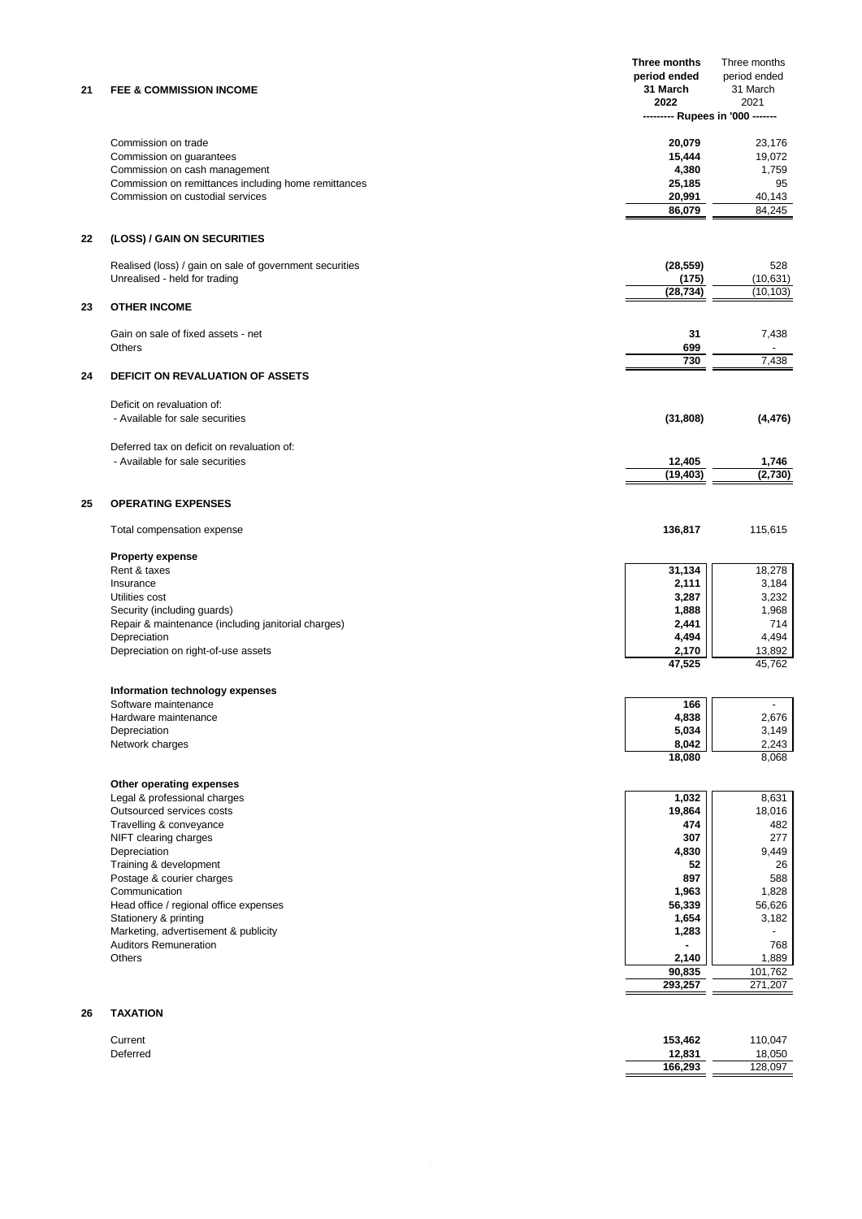| | | Three months period ended 31 March 2022 | Three months period ended 31 March 2021 |
|---|---|---|---|
| | | --------- Rupees in '000 ------- | |
| **21** | **FEE & COMMISSION INCOME** | | |
| | Commission on trade | **20,079** | 23,176 |
| | Commission on guarantees | **15,444** | 19,072 |
| | Commission on cash management | **4,380** | 1,759 |
| | Commission on remittances including home remittances | **25,185** | 95 |
| | Commission on custodial services | **20,991** | 40,143 |
| | | **86,079** | 84,245 |
| **22** | **(LOSS) / GAIN ON SECURITIES** | | |
| | Realised (loss) / gain on sale of government securities | **(28,559)** | 528 |
| | Unrealised - held for trading | **(175)** | (10,631) |
| | | **(28,734)** | (10,103) |
| **23** | **OTHER INCOME** | | |
| | Gain on sale of fixed assets - net | **31** | 7,438 |
| | Others | **699** | - |
| | | **730** | 7,438 |
| **24** | **DEFICIT ON REVALUATION OF ASSETS** | | |
| | Deficit on revaluation of: | | |
| | - Available for sale securities | **(31,808)** | **(4,476)** |
| | Deferred tax on deficit on revaluation of: | | |
| | - Available for sale securities | **12,405** | **1,746** |
| | | **(19,403)** | **(2,730)** |
| **25** | **OPERATING EXPENSES** | | |
| | Total compensation expense | **136,817** | 115,615 |
| | **Property expense** | | |
| | Rent & taxes | **31,134** | 18,278 |
| | Insurance | **2,111** | 3,184 |
| | Utilities cost | **3,287** | 3,232 |
| | Security (including guards) | **1,888** | 1,968 |
| | Repair & maintenance (including janitorial charges) | **2,441** | 714 |
| | Depreciation | **4,494** | 4,494 |
| | Depreciation on right-of-use assets | **2,170** | 13,892 |
| | | **47,525** | 45,762 |
| | **Information technology expenses** | | |
| | Software maintenance | **166** | - |
| | Hardware maintenance | **4,838** | 2,676 |
| | Depreciation | **5,034** | 3,149 |
| | Network charges | **8,042** | 2,243 |
| | | **18,080** | 8,068 |
| | **Other operating expenses** | | |
| | Legal & professional charges | **1,032** | 8,631 |
| | Outsourced services costs | **19,864** | 18,016 |
| | Travelling & conveyance | **474** | 482 |
| | NIFT clearing charges | **307** | 277 |
| | Depreciation | **4,830** | 9,449 |
| | Training & development | **52** | 26 |
| | Postage & courier charges | **897** | 588 |
| | Communication | **1,963** | 1,828 |
| | Head office / regional office expenses | **56,339** | 56,626 |
| | Stationery & printing | **1,654** | 3,182 |
| | Marketing, advertisement & publicity | **1,283** | - |
| | Auditors Remuneration | **-** | 768 |
| | Others | **2,140** | 1,889 |
| | | **90,835** | 101,762 |
| | | **293,257** | 271,207 |
| **26** | **TAXATION** | | |
| | Current | **153,462** | 110,047 |
| | Deferred | **12,831** | 18,050 |
| | | **166,293** | 128,097 |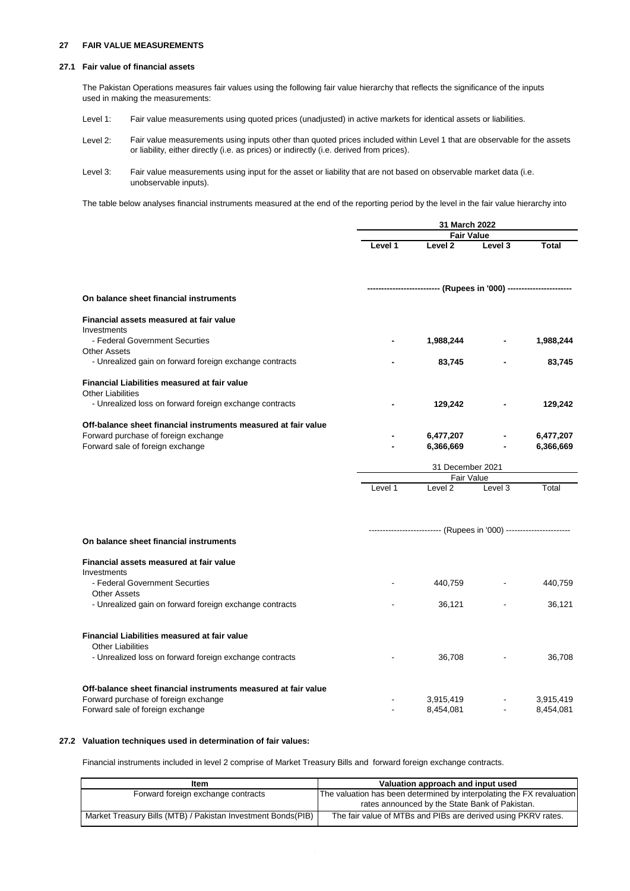## 27 FAIR VALUE MEASUREMENTS

### 27.1 Fair value of financial assets

The Pakistan Operations measures fair values using the following fair value hierarchy that reflects the significance of the inputs used in making the measurements:

- Level 1: Fair value measurements using quoted prices (unadjusted) in active markets for identical assets or liabilities.
- Level 2: Fair value measurements using inputs other than quoted prices included within Level 1 that are observable for the assets or liability, either directly (i.e. as prices) or indirectly (i.e. derived from prices).
- Level 3: Fair value measurements using input for the asset or liability that are not based on observable market data (i.e. unobservable inputs).

The table below analyses financial instruments measured at the end of the reporting period by the level in the fair value hierarchy into

| | **31 March 2022** | | | |
|---|---|---|---|---|
| | **Fair Value** | | | |
| | **Level 1** | **Level 2** | **Level 3** | **Total** |
| | **(Rupees in '000)** | | | |
| **On balance sheet financial instruments** | | | | |
| **Financial assets measured at fair value** | | | | |
| Investments | | | | |
| - Federal Government Securties | **-** | **1,988,244** | **-** | **1,988,244** |
| Other Assets | | | | |
| - Unrealized gain on forward foreign exchange contracts | **-** | **83,745** | **-** | **83,745** |
| **Financial Liabilities measured at fair value** | | | | |
| Other Liabilities | | | | |
| - Unrealized loss on forward foreign exchange contracts | **-** | **129,242** | **-** | **129,242** |
| **Off-balance sheet financial instruments measured at fair value** | | | | |
| Forward purchase of foreign exchange | **-** | **6,477,207** | **-** | **6,477,207** |
| Forward sale of foreign exchange | **-** | **6,366,669** | **-** | **6,366,669** |

| | 31 December 2021 | | | |
|---|---|---|---|---|
| | Fair Value | | | |
| | Level 1 | Level 2 | Level 3 | Total |
| | (Rupees in '000) | | | |
| **On balance sheet financial instruments** | | | | |
| **Financial assets measured at fair value** | | | | |
| Investments | | | | |
| - Federal Government Securties | - | 440,759 | - | 440,759 |
| Other Assets | | | | |
| - Unrealized gain on forward foreign exchange contracts | - | 36,121 | - | 36,121 |
| **Financial Liabilities measured at fair value** | | | | |
| Other Liabilities | | | | |
| - Unrealized loss on forward foreign exchange contracts | - | 36,708 | - | 36,708 |
| **Off-balance sheet financial instruments measured at fair value** | | | | |
| Forward purchase of foreign exchange | - | 3,915,419 | - | 3,915,419 |
| Forward sale of foreign exchange | - | 8,454,081 | - | 8,454,081 |

### 27.2 Valuation techniques used in determination of fair values:

Financial instruments included in level 2 comprise of Market Treasury Bills and forward foreign exchange contracts.

| Item | Valuation approach and input used |
|---|---|
| Forward foreign exchange contracts | The valuation has been determined by interpolating the FX revaluation rates announced by the State Bank of Pakistan. |
| Market Treasury Bills (MTB) / Pakistan Investment Bonds(PIB) | The fair value of MTBs and PIBs are derived using PKRV rates. |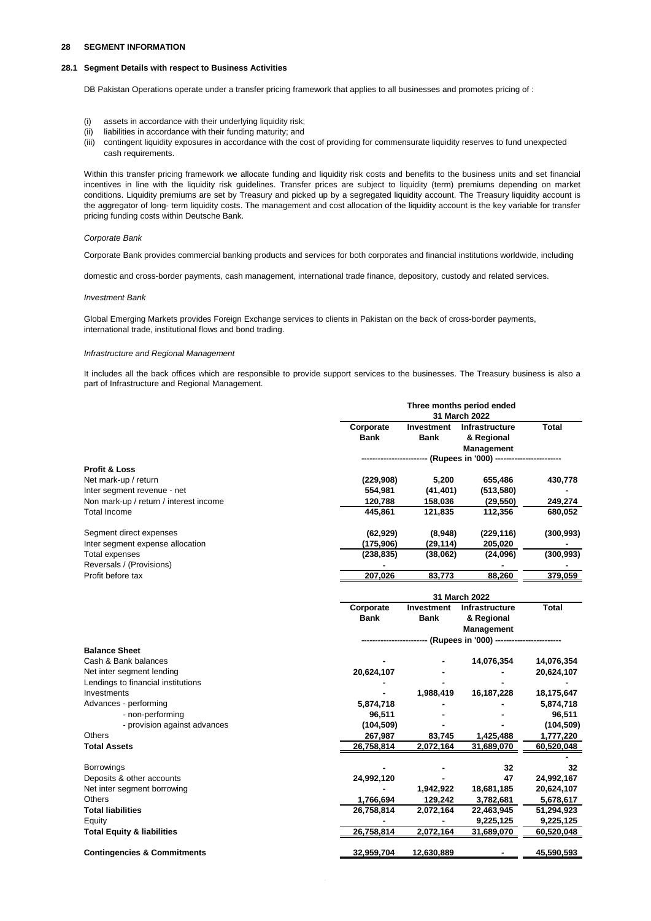## 28 SEGMENT INFORMATION

### 28.1 Segment Details with respect to Business Activities

DB Pakistan Operations operate under a transfer pricing framework that applies to all businesses and promotes pricing of :

(i) assets in accordance with their underlying liquidity risk;
(ii) liabilities in accordance with their funding maturity; and
(iii) contingent liquidity exposures in accordance with the cost of providing for commensurate liquidity reserves to fund unexpected cash requirements.

Within this transfer pricing framework we allocate funding and liquidity risk costs and benefits to the business units and set financial incentives in line with the liquidity risk guidelines. Transfer prices are subject to liquidity (term) premiums depending on market conditions. Liquidity premiums are set by Treasury and picked up by a segregated liquidity account. The Treasury liquidity account is the aggregator of long- term liquidity costs. The management and cost allocation of the liquidity account is the key variable for transfer pricing funding costs within Deutsche Bank.

*Corporate Bank*

Corporate Bank provides commercial banking products and services for both corporates and financial institutions worldwide, including

domestic and cross-border payments, cash management, international trade finance, depository, custody and related services.

*Investment Bank*

Global Emerging Markets provides Foreign Exchange services to clients in Pakistan on the back of cross-border payments, international trade, institutional flows and bond trading.

*Infrastructure and Regional Management*

It includes all the back offices which are responsible to provide support services to the businesses. The Treasury business is also a part of Infrastructure and Regional Management.

| | Three months period ended 31 March 2022 | | | |
|---|---|---|---|---|
| | Corporate Bank | Investment Bank | Infrastructure & Regional Management | Total |
| | (Rupees in '000) | | | |
| **Profit & Loss** | | | | |
| Net mark-up / return | (229,908) | 5,200 | 655,486 | 430,778 |
| Inter segment revenue - net | 554,981 | (41,401) | (513,580) | - |
| Non mark-up / return / interest income | 120,788 | 158,036 | (29,550) | 249,274 |
| Total Income | 445,861 | 121,835 | 112,356 | 680,052 |
| Segment direct expenses | (62,929) | (8,948) | (229,116) | (300,993) |
| Inter segment expense allocation | (175,906) | (29,114) | 205,020 | - |
| Total expenses | (238,835) | (38,062) | (24,096) | (300,993) |
| Reversals / (Provisions) | - | | - | - |
| Profit before tax | 207,026 | 83,773 | 88,260 | 379,059 |

| | 31 March 2022 | | | |
|---|---|---|---|---|
| | Corporate Bank | Investment Bank | Infrastructure & Regional Management | Total |
| | (Rupees in '000) | | | |
| **Balance Sheet** | | | | |
| Cash & Bank balances | - | - | 14,076,354 | 14,076,354 |
| Net inter segment lending | 20,624,107 | - | - | 20,624,107 |
| Lendings to financial institutions | - | - | - | - |
| Investments | - | 1,988,419 | 16,187,228 | 18,175,647 |
| Advances - performing | 5,874,718 | - | - | 5,874,718 |
| - non-performing | 96,511 | - | - | 96,511 |
| - provision against advances | (104,509) | - | - | (104,509) |
| Others | 267,987 | 83,745 | 1,425,488 | 1,777,220 |
| **Total Assets** | 26,758,814 | 2,072,164 | 31,689,070 | 60,520,048 |
| | | | | - |
| Borrowings | - | - | 32 | 32 |
| Deposits & other accounts | 24,992,120 | - | 47 | 24,992,167 |
| Net inter segment borrowing | - | 1,942,922 | 18,681,185 | 20,624,107 |
| Others | 1,766,694 | 129,242 | 3,782,681 | 5,678,617 |
| **Total liabilities** | 26,758,814 | 2,072,164 | 22,463,945 | 51,294,923 |
| Equity | - | - | 9,225,125 | 9,225,125 |
| **Total Equity & liabilities** | 26,758,814 | 2,072,164 | 31,689,070 | 60,520,048 |
| **Contingencies & Commitments** | 32,959,704 | 12,630,889 | - | 45,590,593 |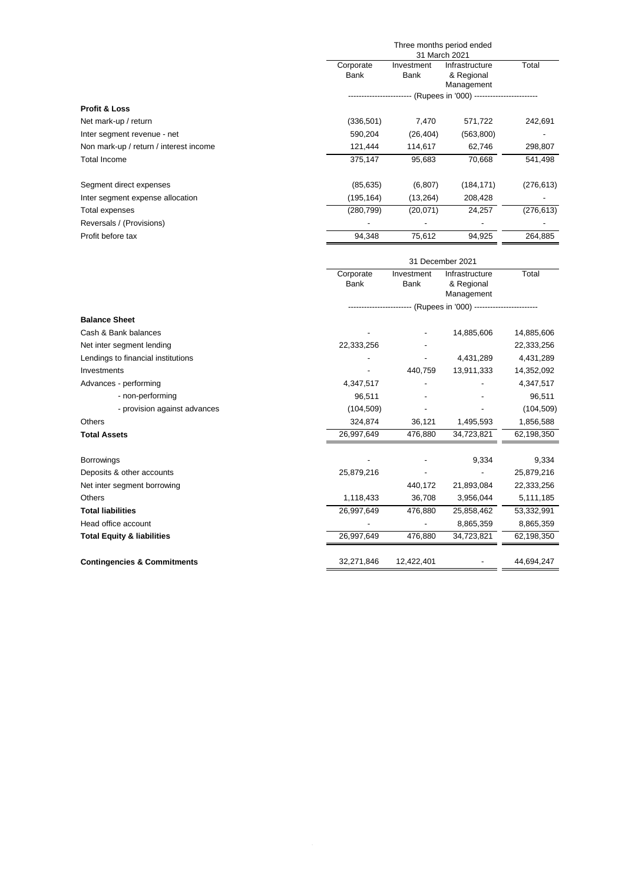| | Three months period ended 31 March 2021 | | | |
|---|---|---|---|---|
| | Corporate Bank | Investment Bank | Infrastructure & Regional Management | Total |
| | (Rupees in '000) | | | |
| **Profit & Loss** | | | | |
| Net mark-up / return | (336,501) | 7,470 | 571,722 | 242,691 |
| Inter segment revenue - net | 590,204 | (26,404) | (563,800) | - |
| Non mark-up / return / interest income | 121,444 | 114,617 | 62,746 | 298,807 |
| Total Income | 375,147 | 95,683 | 70,668 | 541,498 |
| | | | | |
| Segment direct expenses | (85,635) | (6,807) | (184,171) | (276,613) |
| Inter segment expense allocation | (195,164) | (13,264) | 208,428 | - |
| Total expenses | (280,799) | (20,071) | 24,257 | (276,613) |
| Reversals / (Provisions) | - | - | - | - |
| Profit before tax | 94,348 | 75,612 | 94,925 | 264,885 |

| | 31 December 2021 | | | |
|---|---|---|---|---|
| | Corporate Bank | Investment Bank | Infrastructure & Regional Management | Total |
| | (Rupees in '000) | | | |
| **Balance Sheet** | | | | |
| Cash & Bank balances | - | - | 14,885,606 | 14,885,606 |
| Net inter segment lending | 22,333,256 | - | | 22,333,256 |
| Lendings to financial institutions | - | - | 4,431,289 | 4,431,289 |
| Investments | - | 440,759 | 13,911,333 | 14,352,092 |
| Advances - performing | 4,347,517 | - | - | 4,347,517 |
| - non-performing | 96,511 | - | - | 96,511 |
| - provision against advances | (104,509) | - | - | (104,509) |
| Others | 324,874 | 36,121 | 1,495,593 | 1,856,588 |
| **Total Assets** | 26,997,649 | 476,880 | 34,723,821 | 62,198,350 |
| | | | | |
| Borrowings | - | - | 9,334 | 9,334 |
| Deposits & other accounts | 25,879,216 | - | - | 25,879,216 |
| Net inter segment borrowing | | 440,172 | 21,893,084 | 22,333,256 |
| Others | 1,118,433 | 36,708 | 3,956,044 | 5,111,185 |
| **Total liabilities** | 26,997,649 | 476,880 | 25,858,462 | 53,332,991 |
| Head office account | - | - | 8,865,359 | 8,865,359 |
| **Total Equity & liabilities** | 26,997,649 | 476,880 | 34,723,821 | 62,198,350 |
| | | | | |
| **Contingencies & Commitments** | 32,271,846 | 12,422,401 | - | 44,694,247 |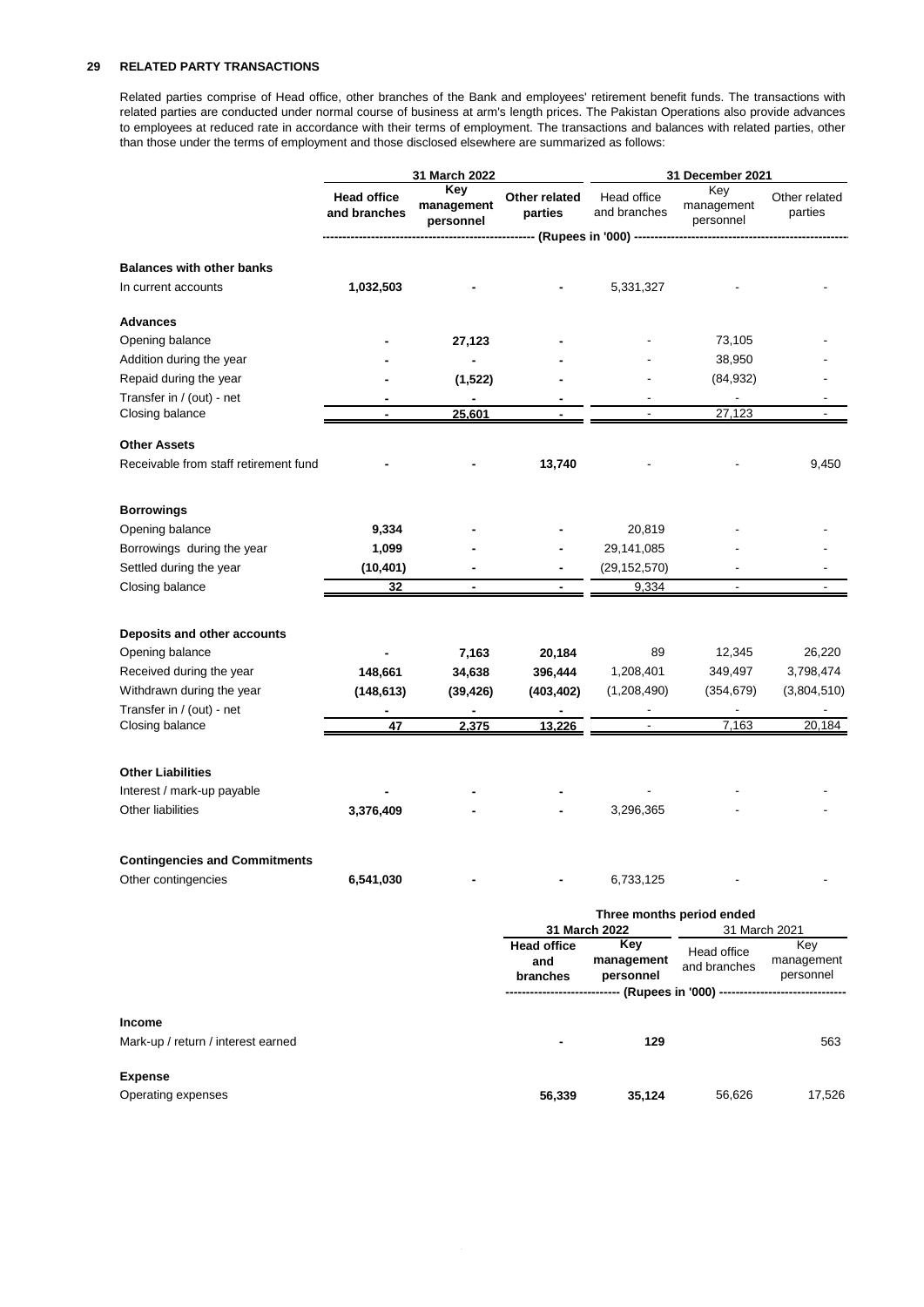## 29 RELATED PARTY TRANSACTIONS

Related parties comprise of Head office, other branches of the Bank and employees' retirement benefit funds. The transactions with related parties are conducted under normal course of business at arm's length prices. The Pakistan Operations also provide advances to employees at reduced rate in accordance with their terms of employment. The transactions and balances with related parties, other than those under the terms of employment and those disclosed elsewhere are summarized as follows:

| | 31 March 2022 | | | 31 December 2021 | | |
|---|---|---|---|---|---|---|
| | **Head office and branches** | **Key management personnel** | **Other related parties** | Head office and branches | Key management personnel | Other related parties |
| | (Rupees in '000) | | | | | |
| **Balances with other banks** | | | | | | |
| In current accounts | **1,032,503** | **-** | **-** | 5,331,327 | - | - |
| **Advances** | | | | | | |
| Opening balance | **-** | **27,123** | **-** | - | 73,105 | - |
| Addition during the year | **-** | **-** | **-** | - | 38,950 | - |
| Repaid during the year | **-** | **(1,522)** | **-** | - | (84,932) | - |
| Transfer in / (out) - net | **-** | **-** | **-** | - | - | - |
| Closing balance | **-** | **25,601** | **-** | - | 27,123 | - |
| **Other Assets** | | | | | | |
| Receivable from staff retirement fund | **-** | **-** | **13,740** | - | - | 9,450 |
| **Borrowings** | | | | | | |
| Opening balance | **9,334** | **-** | **-** | 20,819 | - | - |
| Borrowings during the year | **1,099** | **-** | **-** | 29,141,085 | - | - |
| Settled during the year | **(10,401)** | **-** | **-** | (29,152,570) | - | - |
| Closing balance | **32** | **-** | **-** | 9,334 | - | - |
| **Deposits and other accounts** | | | | | | |
| Opening balance | **-** | **7,163** | **20,184** | 89 | 12,345 | 26,220 |
| Received during the year | **148,661** | **34,638** | **396,444** | 1,208,401 | 349,497 | 3,798,474 |
| Withdrawn during the year | **(148,613)** | **(39,426)** | **(403,402)** | (1,208,490) | (354,679) | (3,804,510) |
| Transfer in / (out) - net | **-** | **-** | **-** | - | - | - |
| Closing balance | **47** | **2,375** | **13,226** | - | 7,163 | 20,184 |
| **Other Liabilities** | | | | | | |
| Interest / mark-up payable | **-** | **-** | **-** | - | - | - |
| Other liabilities | **3,376,409** | **-** | **-** | 3,296,365 | - | - |
| **Contingencies and Commitments** | | | | | | |
| Other contingencies | **6,541,030** | **-** | **-** | 6,733,125 | - | - |

| | Three months period ended | | | |
|---|---|---|---|---|
| | 31 March 2022 | | 31 March 2021 | |
| | **Head office and branches** | **Key management personnel** | Head office and branches | Key management personnel |
| | (Rupees in '000) | | | |
| **Income** | | | | |
| Mark-up / return / interest earned | **-** | **129** | | 563 |
| **Expense** | | | | |
| Operating expenses | **56,339** | **35,124** | 56,626 | 17,526 |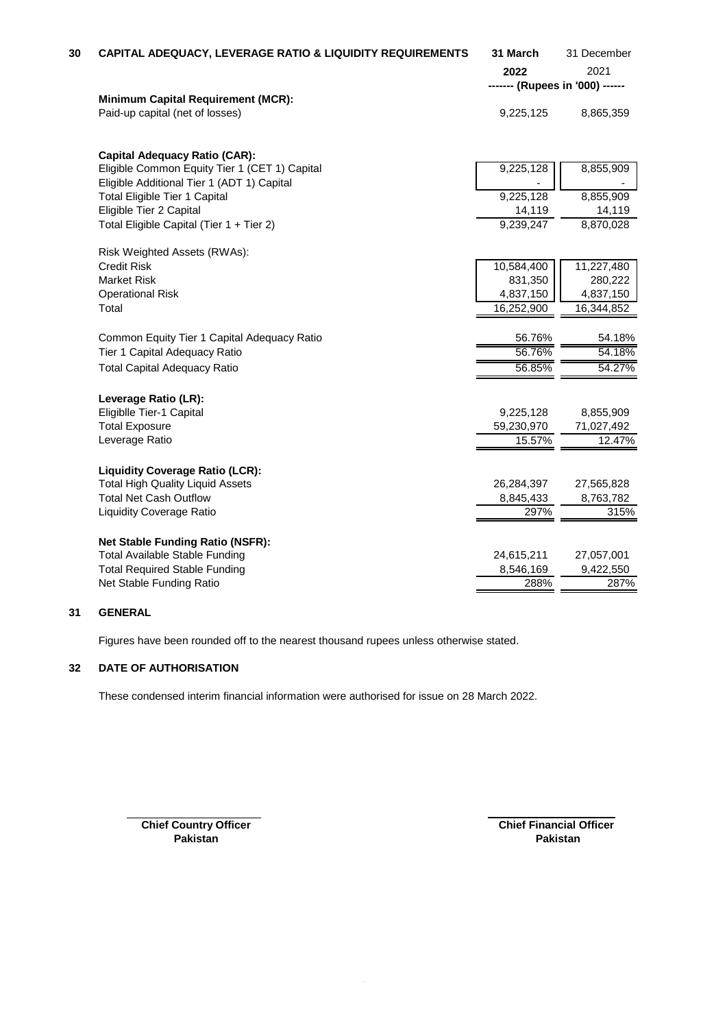## 30 CAPITAL ADEQUACY, LEVERAGE RATIO & LIQUIDITY REQUIREMENTS

| | 31 March 2022 | 31 December 2021 |
|---|---|---|
| | ------- (Rupees in '000) ------ | |
| **Minimum Capital Requirement (MCR):** | | |
| Paid-up capital (net of losses) | 9,225,125 | 8,865,359 |
| | | |
| **Capital Adequacy Ratio (CAR):** | | |
| Eligible Common Equity Tier 1 (CET 1) Capital | 9,225,128 | 8,855,909 |
| Eligible Additional Tier 1 (ADT 1) Capital | - | - |
| Total Eligible Tier 1 Capital | 9,225,128 | 8,855,909 |
| Eligible Tier 2 Capital | 14,119 | 14,119 |
| Total Eligible Capital (Tier 1 + Tier 2) | 9,239,247 | 8,870,028 |
| | | |
| Risk Weighted Assets (RWAs): | | |
| Credit Risk | 10,584,400 | 11,227,480 |
| Market Risk | 831,350 | 280,222 |
| Operational Risk | 4,837,150 | 4,837,150 |
| Total | 16,252,900 | 16,344,852 |
| | | |
| Common Equity Tier 1 Capital Adequacy Ratio | 56.76% | 54.18% |
| Tier 1 Capital Adequacy Ratio | 56.76% | 54.18% |
| Total Capital Adequacy Ratio | 56.85% | 54.27% |
| | | |
| **Leverage Ratio (LR):** | | |
| Eligiblle Tier-1 Capital | 9,225,128 | 8,855,909 |
| Total Exposure | 59,230,970 | 71,027,492 |
| Leverage Ratio | 15.57% | 12.47% |
| | | |
| **Liquidity Coverage Ratio (LCR):** | | |
| Total High Quality Liquid Assets | 26,284,397 | 27,565,828 |
| Total Net Cash Outflow | 8,845,433 | 8,763,782 |
| Liquidity Coverage Ratio | 297% | 315% |
| | | |
| **Net Stable Funding Ratio (NSFR):** | | |
| Total Available Stable Funding | 24,615,211 | 27,057,001 |
| Total Required Stable Funding | 8,546,169 | 9,422,550 |
| Net Stable Funding Ratio | 288% | 287% |

## 31 GENERAL

Figures have been rounded off to the nearest thousand rupees unless otherwise stated.

## 32 DATE OF AUTHORISATION

These condensed interim financial information were authorised for issue on 28 March 2022.

**Chief Country Officer**
**Pakistan**

**Chief Financial Officer**
**Pakistan**